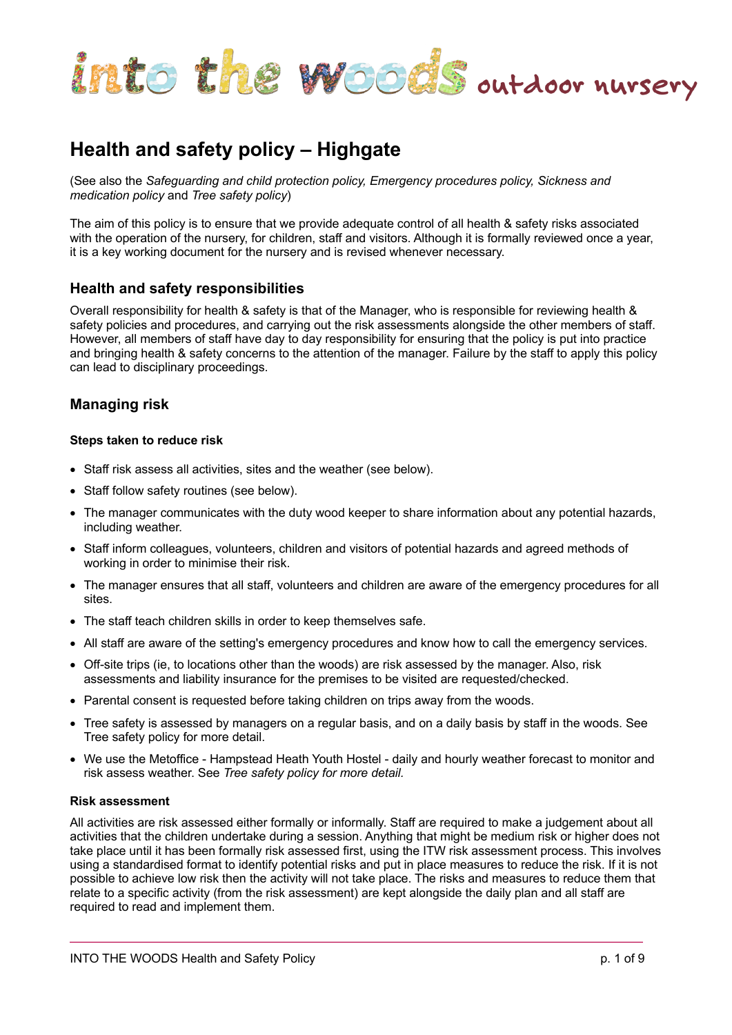into the woods outdoor nursery

# Health and safety policy – Highgate

(See also the *Safeguarding and child protection policy, Emergency procedures policy, Sickness and medication policy* and *Tree safety policy*)

The aim of this policy is to ensure that we provide adequate control of all health & safety risks associated with the operation of the nursery, for children, staff and visitors. Although it is formally reviewed once a year, it is a key working document for the nursery and is revised whenever necessary.

## Health and safety responsibilities

Overall responsibility for health & safety is that of the Manager, who is responsible for reviewing health & safety policies and procedures, and carrying out the risk assessments alongside the other members of staff. However, all members of staff have day to day responsibility for ensuring that the policy is put into practice and bringing health & safety concerns to the attention of the manager. Failure by the staff to apply this policy can lead to disciplinary proceedings.

## Managing risk

### Steps taken to reduce risk

- Staff risk assess all activities, sites and the weather (see below).
- Staff follow safety routines (see below).
- The manager communicates with the duty wood keeper to share information about any potential hazards, including weather.
- Staff inform colleagues, volunteers, children and visitors of potential hazards and agreed methods of working in order to minimise their risk.
- The manager ensures that all staff, volunteers and children are aware of the emergency procedures for all sites.
- The staff teach children skills in order to keep themselves safe.
- All staff are aware of the setting's emergency procedures and know how to call the emergency services.
- Off-site trips (ie, to locations other than the woods) are risk assessed by the manager. Also, risk assessments and liability insurance for the premises to be visited are requested/checked.
- Parental consent is requested before taking children on trips away from the woods.
- Tree safety is assessed by managers on a regular basis, and on a daily basis by staff in the woods. See Tree safety policy for more detail.
- We use the Metoffice - Hampstead Heath Youth Hostel - daily and hourly weather forecast to monitor and risk assess weather. See *Tree safety policy for more detail.*

### Risk assessment

All activities are risk assessed either formally or informally. Staff are required to make a judgement about all activities that the children undertake during a session. Anything that might be medium risk or higher does not take place until it has been formally risk assessed first, using the ITW risk assessment process. This involves using a standardised format to identify potential risks and put in place measures to reduce the risk. If it is not possible to achieve low risk then the activity will not take place. The risks and measures to reduce them that relate to a specific activity (from the risk assessment) are kept alongside the daily plan and all staff are required to read and implement them.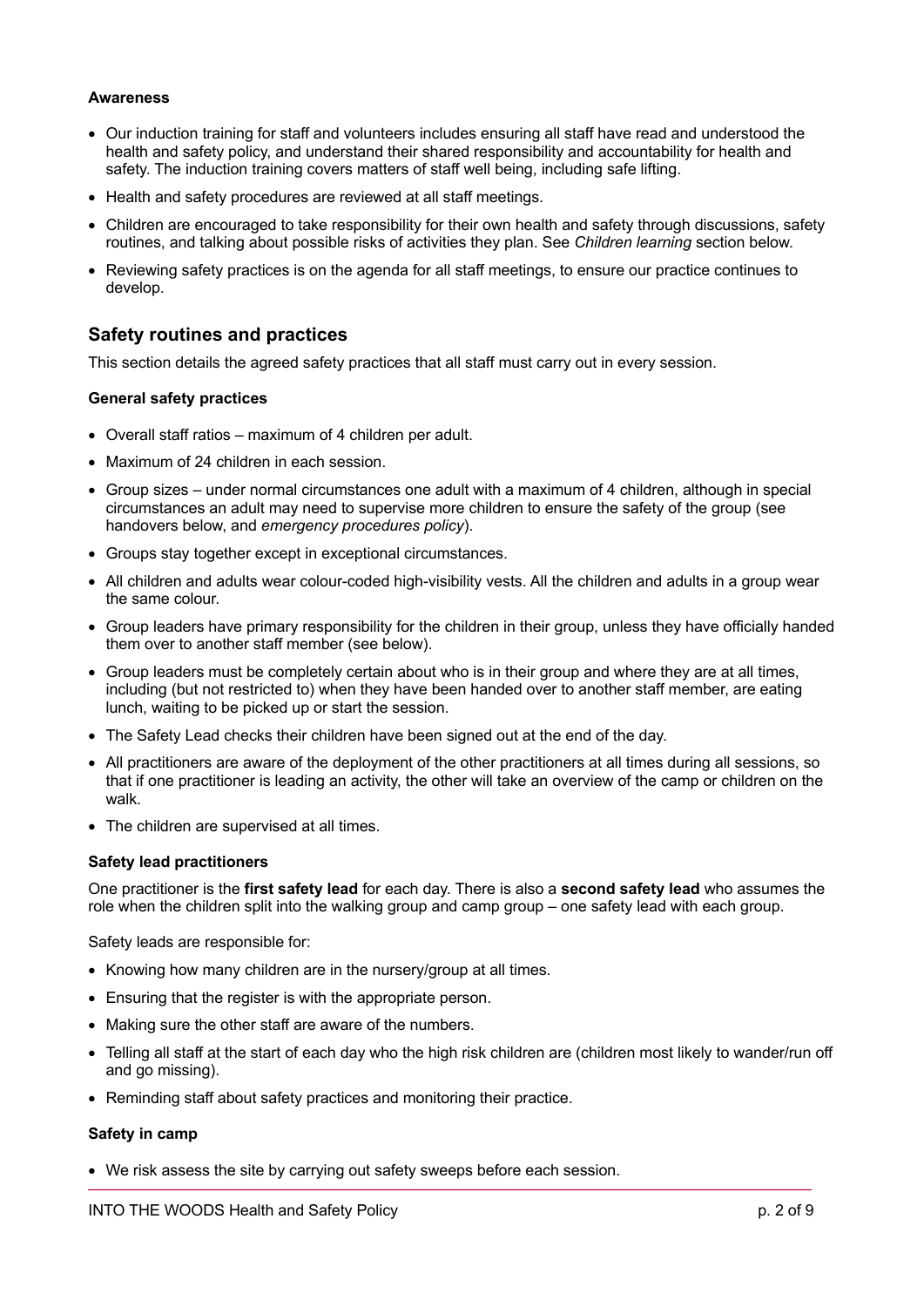**Awareness**

- Our induction training for staff and volunteers includes ensuring all staff have read and understood the health and safety policy, and understand their shared responsibility and accountability for health and safety. The induction training covers matters of staff well being, including safe lifting.
- Health and safety procedures are reviewed at all staff meetings.
- Children are encouraged to take responsibility for their own health and safety through discussions, safety routines, and talking about possible risks of activities they plan. See *Children learning* section below.
- Reviewing safety practices is on the agenda for all staff meetings, to ensure our practice continues to develop.

## Safety routines and practices

This section details the agreed safety practices that all staff must carry out in every session.

**General safety practices**

- Overall staff ratios – maximum of 4 children per adult.
- Maximum of 24 children in each session.
- Group sizes – under normal circumstances one adult with a maximum of 4 children, although in special circumstances an adult may need to supervise more children to ensure the safety of the group (see handovers below, and *emergency procedures policy*).
- Groups stay together except in exceptional circumstances.
- All children and adults wear colour-coded high-visibility vests. All the children and adults in a group wear the same colour.
- Group leaders have primary responsibility for the children in their group, unless they have officially handed them over to another staff member (see below).
- Group leaders must be completely certain about who is in their group and where they are at all times, including (but not restricted to) when they have been handed over to another staff member, are eating lunch, waiting to be picked up or start the session.
- The Safety Lead checks their children have been signed out at the end of the day.
- All practitioners are aware of the deployment of the other practitioners at all times during all sessions, so that if one practitioner is leading an activity, the other will take an overview of the camp or children on the walk.
- The children are supervised at all times.

**Safety lead practitioners**

One practitioner is the **first safety lead** for each day. There is also a **second safety lead** who assumes the role when the children split into the walking group and camp group – one safety lead with each group.

Safety leads are responsible for:

- Knowing how many children are in the nursery/group at all times.
- Ensuring that the register is with the appropriate person.
- Making sure the other staff are aware of the numbers.
- Telling all staff at the start of each day who the high risk children are (children most likely to wander/run off and go missing).
- Reminding staff about safety practices and monitoring their practice.

**Safety in camp**

- We risk assess the site by carrying out safety sweeps before each session.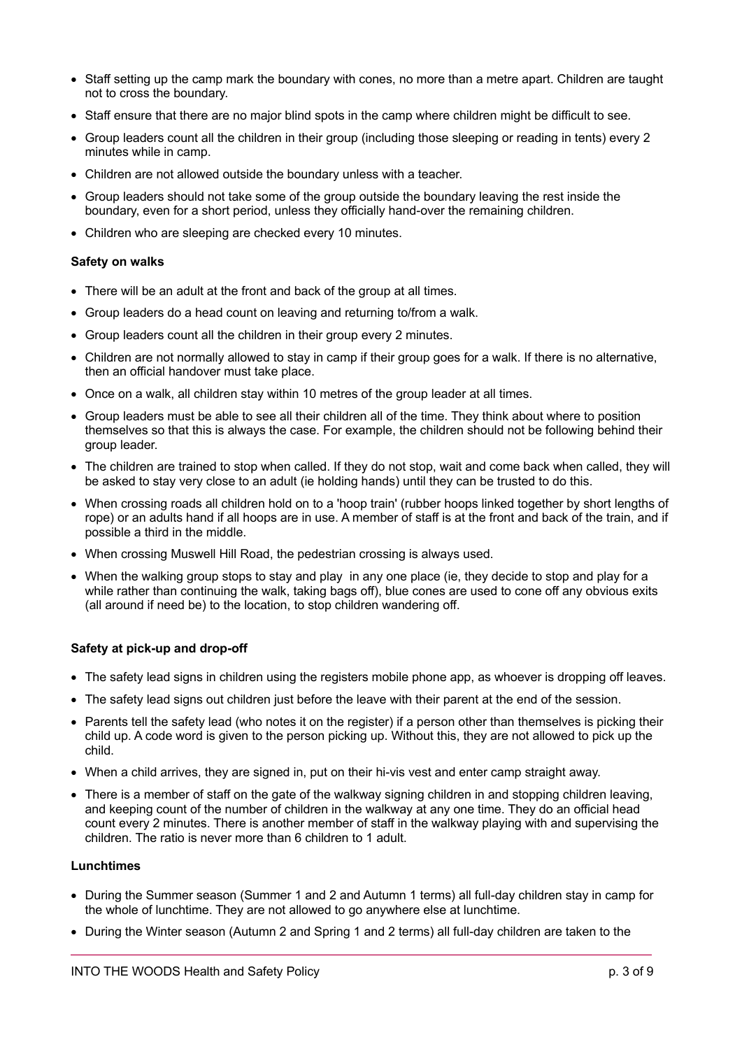- Staff setting up the camp mark the boundary with cones, no more than a metre apart. Children are taught not to cross the boundary.
- Staff ensure that there are no major blind spots in the camp where children might be difficult to see.
- Group leaders count all the children in their group (including those sleeping or reading in tents) every 2 minutes while in camp.
- Children are not allowed outside the boundary unless with a teacher.
- Group leaders should not take some of the group outside the boundary leaving the rest inside the boundary, even for a short period, unless they officially hand-over the remaining children.
- Children who are sleeping are checked every 10 minutes.

**Safety on walks**

- There will be an adult at the front and back of the group at all times.
- Group leaders do a head count on leaving and returning to/from a walk.
- Group leaders count all the children in their group every 2 minutes.
- Children are not normally allowed to stay in camp if their group goes for a walk. If there is no alternative, then an official handover must take place.
- Once on a walk, all children stay within 10 metres of the group leader at all times.
- Group leaders must be able to see all their children all of the time. They think about where to position themselves so that this is always the case. For example, the children should not be following behind their group leader.
- The children are trained to stop when called. If they do not stop, wait and come back when called, they will be asked to stay very close to an adult (ie holding hands) until they can be trusted to do this.
- When crossing roads all children hold on to a 'hoop train' (rubber hoops linked together by short lengths of rope) or an adults hand if all hoops are in use. A member of staff is at the front and back of the train, and if possible a third in the middle.
- When crossing Muswell Hill Road, the pedestrian crossing is always used.
- When the walking group stops to stay and play in any one place (ie, they decide to stop and play for a while rather than continuing the walk, taking bags off), blue cones are used to cone off any obvious exits (all around if need be) to the location, to stop children wandering off.

**Safety at pick-up and drop-off**

- The safety lead signs in children using the registers mobile phone app, as whoever is dropping off leaves.
- The safety lead signs out children just before the leave with their parent at the end of the session.
- Parents tell the safety lead (who notes it on the register) if a person other than themselves is picking their child up. A code word is given to the person picking up. Without this, they are not allowed to pick up the child.
- When a child arrives, they are signed in, put on their hi-vis vest and enter camp straight away.
- There is a member of staff on the gate of the walkway signing children in and stopping children leaving, and keeping count of the number of children in the walkway at any one time. They do an official head count every 2 minutes. There is another member of staff in the walkway playing with and supervising the children. The ratio is never more than 6 children to 1 adult.

**Lunchtimes**

- During the Summer season (Summer 1 and 2 and Autumn 1 terms) all full-day children stay in camp for the whole of lunchtime. They are not allowed to go anywhere else at lunchtime.
- During the Winter season (Autumn 2 and Spring 1 and 2 terms) all full-day children are taken to the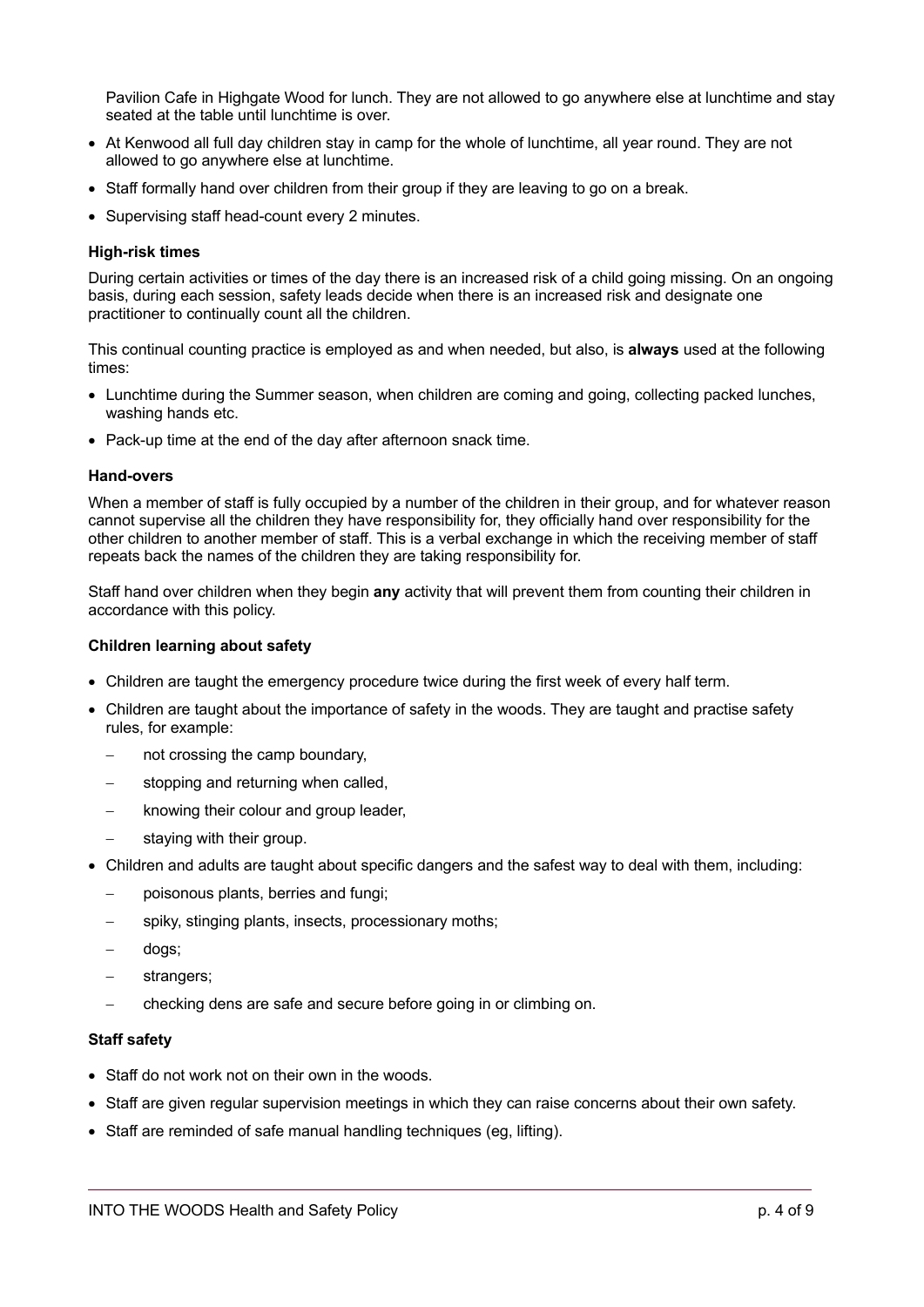Pavilion Cafe in Highgate Wood for lunch. They are not allowed to go anywhere else at lunchtime and stay seated at the table until lunchtime is over.

- At Kenwood all full day children stay in camp for the whole of lunchtime, all year round. They are not allowed to go anywhere else at lunchtime.
- Staff formally hand over children from their group if they are leaving to go on a break.
- Supervising staff head-count every 2 minutes.

**High-risk times**

During certain activities or times of the day there is an increased risk of a child going missing. On an ongoing basis, during each session, safety leads decide when there is an increased risk and designate one practitioner to continually count all the children.

This continual counting practice is employed as and when needed, but also, is **always** used at the following times:

- Lunchtime during the Summer season, when children are coming and going, collecting packed lunches, washing hands etc.
- Pack-up time at the end of the day after afternoon snack time.

**Hand-overs**

When a member of staff is fully occupied by a number of the children in their group, and for whatever reason cannot supervise all the children they have responsibility for, they officially hand over responsibility for the other children to another member of staff. This is a verbal exchange in which the receiving member of staff repeats back the names of the children they are taking responsibility for.

Staff hand over children when they begin **any** activity that will prevent them from counting their children in accordance with this policy.

**Children learning about safety**

- Children are taught the emergency procedure twice during the first week of every half term.
- Children are taught about the importance of safety in the woods. They are taught and practise safety rules, for example:
  - not crossing the camp boundary,
  - stopping and returning when called,
  - knowing their colour and group leader,
  - staying with their group.
- Children and adults are taught about specific dangers and the safest way to deal with them, including:
  - poisonous plants, berries and fungi;
  - spiky, stinging plants, insects, processionary moths;
  - dogs;
  - strangers;
  - checking dens are safe and secure before going in or climbing on.

**Staff safety**

- Staff do not work not on their own in the woods.
- Staff are given regular supervision meetings in which they can raise concerns about their own safety.
- Staff are reminded of safe manual handling techniques (eg, lifting).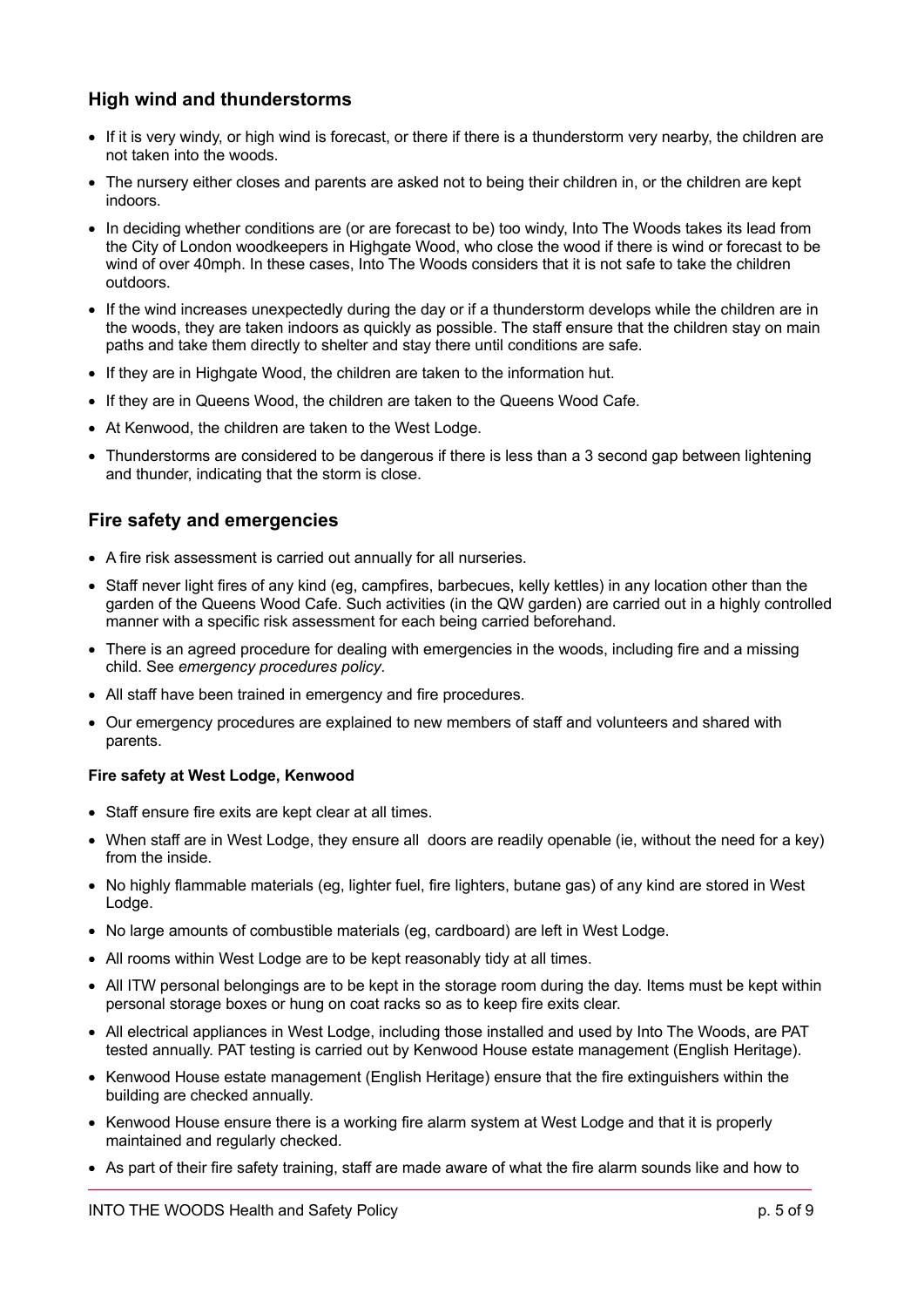## High wind and thunderstorms

- If it is very windy, or high wind is forecast, or there if there is a thunderstorm very nearby, the children are not taken into the woods.
- The nursery either closes and parents are asked not to being their children in, or the children are kept indoors.
- In deciding whether conditions are (or are forecast to be) too windy, Into The Woods takes its lead from the City of London woodkeepers in Highgate Wood, who close the wood if there is wind or forecast to be wind of over 40mph. In these cases, Into The Woods considers that it is not safe to take the children outdoors.
- If the wind increases unexpectedly during the day or if a thunderstorm develops while the children are in the woods, they are taken indoors as quickly as possible. The staff ensure that the children stay on main paths and take them directly to shelter and stay there until conditions are safe.
- If they are in Highgate Wood, the children are taken to the information hut.
- If they are in Queens Wood, the children are taken to the Queens Wood Cafe.
- At Kenwood, the children are taken to the West Lodge.
- Thunderstorms are considered to be dangerous if there is less than a 3 second gap between lightening and thunder, indicating that the storm is close.

## Fire safety and emergencies

- A fire risk assessment is carried out annually for all nurseries.
- Staff never light fires of any kind (eg, campfires, barbecues, kelly kettles) in any location other than the garden of the Queens Wood Cafe. Such activities (in the QW garden) are carried out in a highly controlled manner with a specific risk assessment for each being carried beforehand.
- There is an agreed procedure for dealing with emergencies in the woods, including fire and a missing child. See *emergency procedures policy.*
- All staff have been trained in emergency and fire procedures.
- Our emergency procedures are explained to new members of staff and volunteers and shared with parents.

#### Fire safety at West Lodge, Kenwood

- Staff ensure fire exits are kept clear at all times.
- When staff are in West Lodge, they ensure all doors are readily openable (ie, without the need for a key) from the inside.
- No highly flammable materials (eg, lighter fuel, fire lighters, butane gas) of any kind are stored in West Lodge.
- No large amounts of combustible materials (eg, cardboard) are left in West Lodge.
- All rooms within West Lodge are to be kept reasonably tidy at all times.
- All ITW personal belongings are to be kept in the storage room during the day. Items must be kept within personal storage boxes or hung on coat racks so as to keep fire exits clear.
- All electrical appliances in West Lodge, including those installed and used by Into The Woods, are PAT tested annually. PAT testing is carried out by Kenwood House estate management (English Heritage).
- Kenwood House estate management (English Heritage) ensure that the fire extinguishers within the building are checked annually.
- Kenwood House ensure there is a working fire alarm system at West Lodge and that it is properly maintained and regularly checked.
- As part of their fire safety training, staff are made aware of what the fire alarm sounds like and how to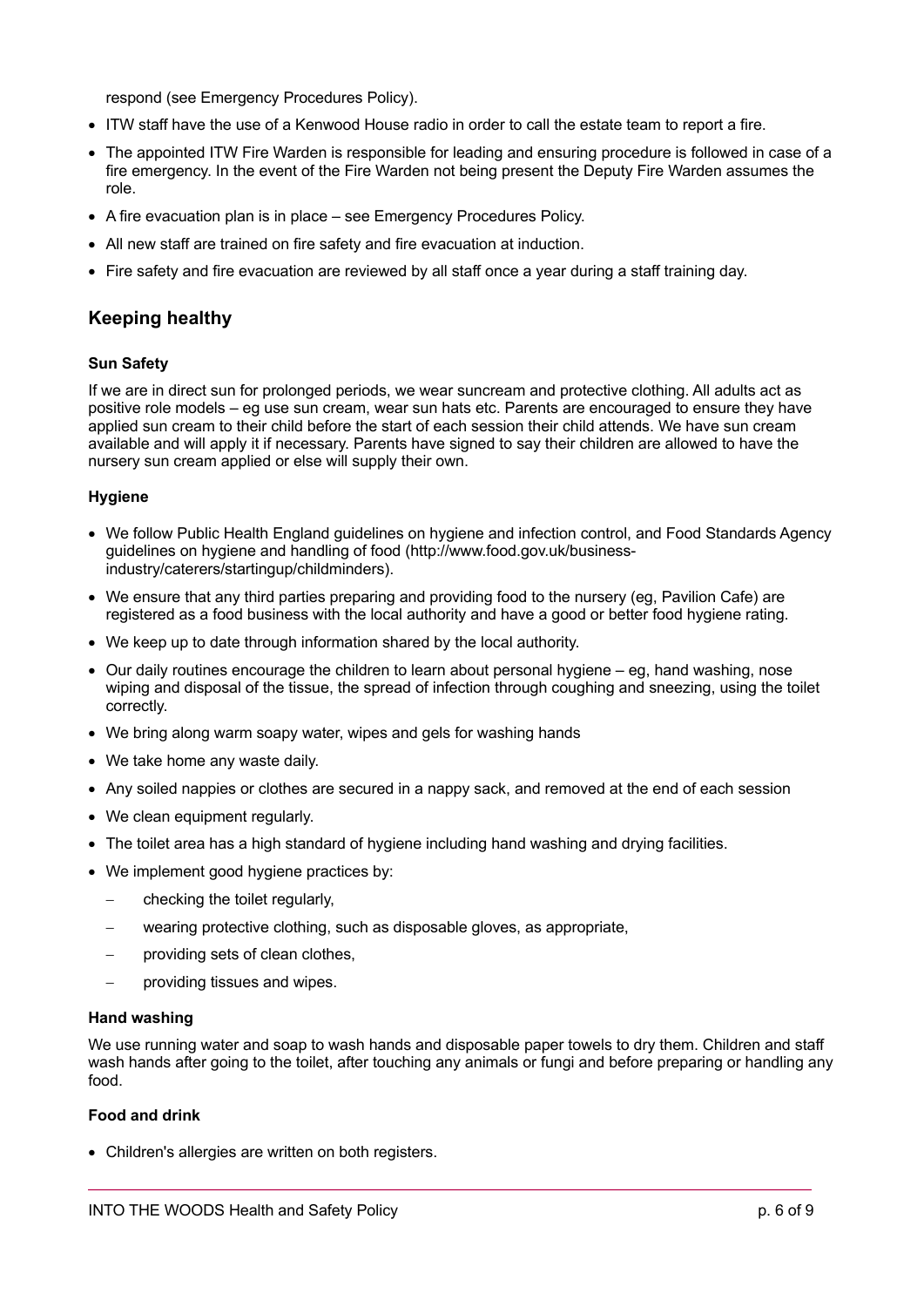respond (see Emergency Procedures Policy).

- ITW staff have the use of a Kenwood House radio in order to call the estate team to report a fire.
- The appointed ITW Fire Warden is responsible for leading and ensuring procedure is followed in case of a fire emergency. In the event of the Fire Warden not being present the Deputy Fire Warden assumes the role.
- A fire evacuation plan is in place – see Emergency Procedures Policy.
- All new staff are trained on fire safety and fire evacuation at induction.
- Fire safety and fire evacuation are reviewed by all staff once a year during a staff training day.

## Keeping healthy

#### Sun Safety

If we are in direct sun for prolonged periods, we wear suncream and protective clothing. All adults act as positive role models – eg use sun cream, wear sun hats etc. Parents are encouraged to ensure they have applied sun cream to their child before the start of each session their child attends. We have sun cream available and will apply it if necessary. Parents have signed to say their children are allowed to have the nursery sun cream applied or else will supply their own.

#### Hygiene

- We follow Public Health England guidelines on hygiene and infection control, and Food Standards Agency guidelines on hygiene and handling of food (http://www.food.gov.uk/business-industry/caterers/startingup/childminders).
- We ensure that any third parties preparing and providing food to the nursery (eg, Pavilion Cafe) are registered as a food business with the local authority and have a good or better food hygiene rating.
- We keep up to date through information shared by the local authority.
- Our daily routines encourage the children to learn about personal hygiene – eg, hand washing, nose wiping and disposal of the tissue, the spread of infection through coughing and sneezing, using the toilet correctly.
- We bring along warm soapy water, wipes and gels for washing hands
- We take home any waste daily.
- Any soiled nappies or clothes are secured in a nappy sack, and removed at the end of each session
- We clean equipment regularly.
- The toilet area has a high standard of hygiene including hand washing and drying facilities.
- We implement good hygiene practices by:
  - checking the toilet regularly,
  - wearing protective clothing, such as disposable gloves, as appropriate,
  - providing sets of clean clothes,
  - providing tissues and wipes.

#### Hand washing

We use running water and soap to wash hands and disposable paper towels to dry them. Children and staff wash hands after going to the toilet, after touching any animals or fungi and before preparing or handling any food.

#### Food and drink

- Children's allergies are written on both registers.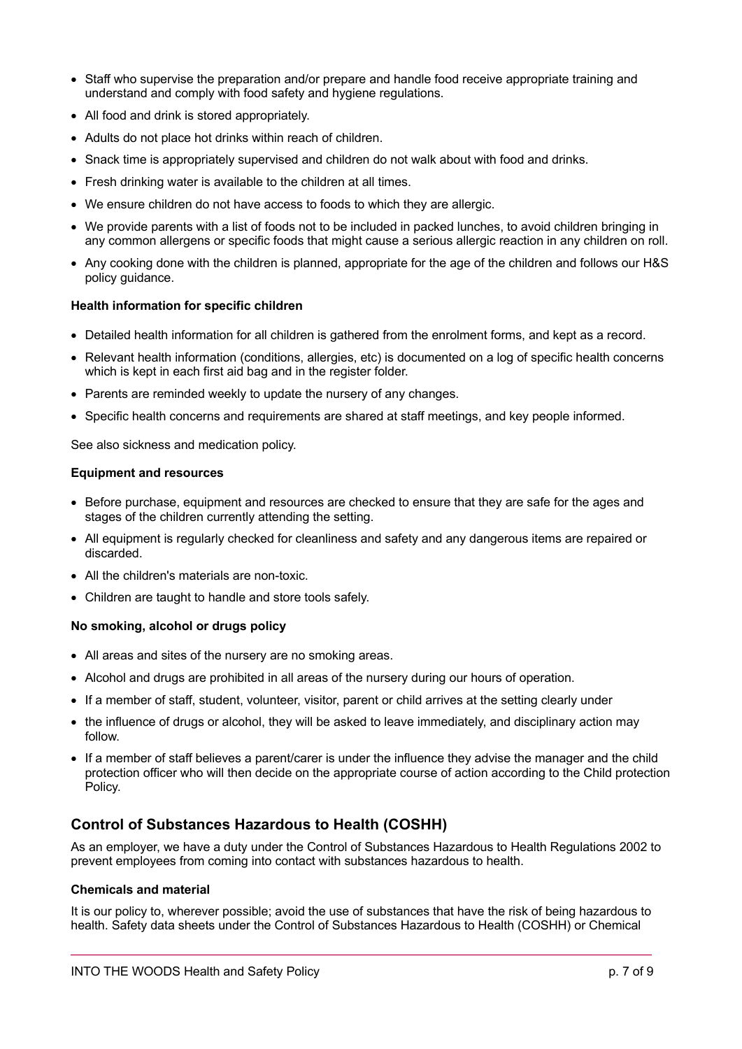- Staff who supervise the preparation and/or prepare and handle food receive appropriate training and understand and comply with food safety and hygiene regulations.
- All food and drink is stored appropriately.
- Adults do not place hot drinks within reach of children.
- Snack time is appropriately supervised and children do not walk about with food and drinks.
- Fresh drinking water is available to the children at all times.
- We ensure children do not have access to foods to which they are allergic.
- We provide parents with a list of foods not to be included in packed lunches, to avoid children bringing in any common allergens or specific foods that might cause a serious allergic reaction in any children on roll.
- Any cooking done with the children is planned, appropriate for the age of the children and follows our H&S policy guidance.

**Health information for specific children**

- Detailed health information for all children is gathered from the enrolment forms, and kept as a record.
- Relevant health information (conditions, allergies, etc) is documented on a log of specific health concerns which is kept in each first aid bag and in the register folder.
- Parents are reminded weekly to update the nursery of any changes.
- Specific health concerns and requirements are shared at staff meetings, and key people informed.

See also sickness and medication policy.

**Equipment and resources**

- Before purchase, equipment and resources are checked to ensure that they are safe for the ages and stages of the children currently attending the setting.
- All equipment is regularly checked for cleanliness and safety and any dangerous items are repaired or discarded.
- All the children's materials are non-toxic.
- Children are taught to handle and store tools safely.

**No smoking, alcohol or drugs policy**

- All areas and sites of the nursery are no smoking areas.
- Alcohol and drugs are prohibited in all areas of the nursery during our hours of operation.
- If a member of staff, student, volunteer, visitor, parent or child arrives at the setting clearly under
- the influence of drugs or alcohol, they will be asked to leave immediately, and disciplinary action may follow.
- If a member of staff believes a parent/carer is under the influence they advise the manager and the child protection officer who will then decide on the appropriate course of action according to the Child protection Policy.

## Control of Substances Hazardous to Health (COSHH)

As an employer, we have a duty under the Control of Substances Hazardous to Health Regulations 2002 to prevent employees from coming into contact with substances hazardous to health.

**Chemicals and material**

It is our policy to, wherever possible; avoid the use of substances that have the risk of being hazardous to health. Safety data sheets under the Control of Substances Hazardous to Health (COSHH) or Chemical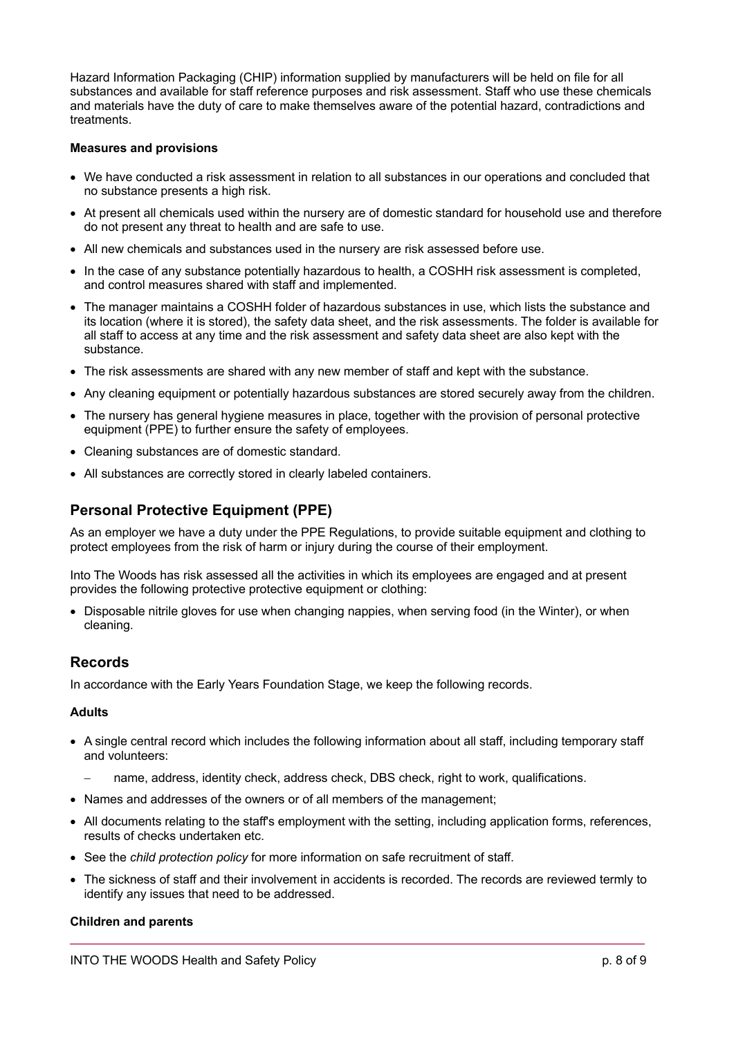Hazard Information Packaging (CHIP) information supplied by manufacturers will be held on file for all substances and available for staff reference purposes and risk assessment. Staff who use these chemicals and materials have the duty of care to make themselves aware of the potential hazard, contradictions and treatments.

**Measures and provisions**

- We have conducted a risk assessment in relation to all substances in our operations and concluded that no substance presents a high risk.
- At present all chemicals used within the nursery are of domestic standard for household use and therefore do not present any threat to health and are safe to use.
- All new chemicals and substances used in the nursery are risk assessed before use.
- In the case of any substance potentially hazardous to health, a COSHH risk assessment is completed, and control measures shared with staff and implemented.
- The manager maintains a COSHH folder of hazardous substances in use, which lists the substance and its location (where it is stored), the safety data sheet, and the risk assessments. The folder is available for all staff to access at any time and the risk assessment and safety data sheet are also kept with the substance.
- The risk assessments are shared with any new member of staff and kept with the substance.
- Any cleaning equipment or potentially hazardous substances are stored securely away from the children.
- The nursery has general hygiene measures in place, together with the provision of personal protective equipment (PPE) to further ensure the safety of employees.
- Cleaning substances are of domestic standard.
- All substances are correctly stored in clearly labeled containers.

## Personal Protective Equipment (PPE)

As an employer we have a duty under the PPE Regulations, to provide suitable equipment and clothing to protect employees from the risk of harm or injury during the course of their employment.

Into The Woods has risk assessed all the activities in which its employees are engaged and at present provides the following protective protective equipment or clothing:

- Disposable nitrile gloves for use when changing nappies, when serving food (in the Winter), or when cleaning.

## Records

In accordance with the Early Years Foundation Stage, we keep the following records.

**Adults**

- A single central record which includes the following information about all staff, including temporary staff and volunteers:
  - name, address, identity check, address check, DBS check, right to work, qualifications.
- Names and addresses of the owners or of all members of the management;
- All documents relating to the staff's employment with the setting, including application forms, references, results of checks undertaken etc.
- See the *child protection policy* for more information on safe recruitment of staff.
- The sickness of staff and their involvement in accidents is recorded. The records are reviewed termly to identify any issues that need to be addressed.

**Children and parents**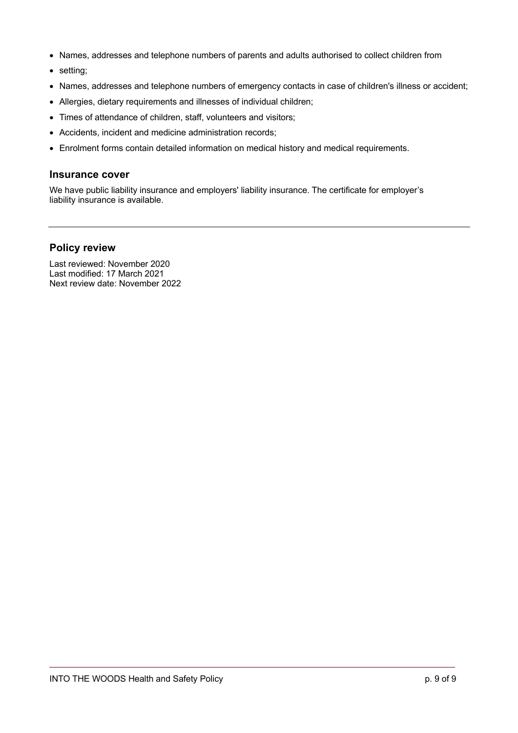- Names, addresses and telephone numbers of parents and adults authorised to collect children from
- setting;
- Names, addresses and telephone numbers of emergency contacts in case of children's illness or accident;
- Allergies, dietary requirements and illnesses of individual children;
- Times of attendance of children, staff, volunteers and visitors;
- Accidents, incident and medicine administration records;
- Enrolment forms contain detailed information on medical history and medical requirements.

## Insurance cover

We have public liability insurance and employers' liability insurance. The certificate for employer's liability insurance is available.

---

## Policy review

Last reviewed: November 2020
Last modified: 17 March 2021
Next review date: November 2022